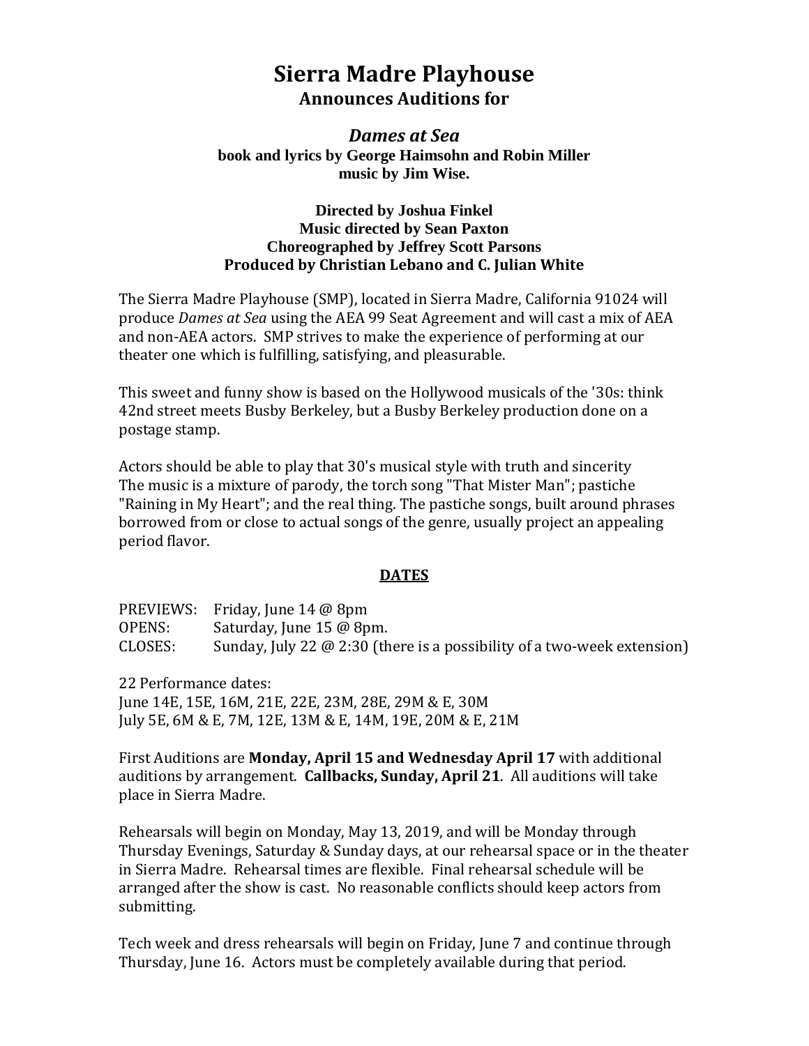# Sierra Madre Playhouse

## Announces Auditions for

### *Dames at Sea*

**book and lyrics by George Haimsohn and Robin Miller**
**music by Jim Wise.**

**Directed by Joshua Finkel**
**Music directed by Sean Paxton**
**Choreographed by Jeffrey Scott Parsons**
**Produced by Christian Lebano and C. Julian White**

The Sierra Madre Playhouse (SMP), located in Sierra Madre, California 91024 will produce *Dames at Sea* using the AEA 99 Seat Agreement and will cast a mix of AEA and non-AEA actors. SMP strives to make the experience of performing at our theater one which is fulfilling, satisfying, and pleasurable.

This sweet and funny show is based on the Hollywood musicals of the '30s: think 42nd street meets Busby Berkeley, but a Busby Berkeley production done on a postage stamp.

Actors should be able to play that 30's musical style with truth and sincerity
The music is a mixture of parody, the torch song "That Mister Man"; pastiche "Raining in My Heart"; and the real thing. The pastiche songs, built around phrases borrowed from or close to actual songs of the genre, usually project an appealing period flavor.

**DATES**

PREVIEWS: Friday, June 14 @ 8pm
OPENS: Saturday, June 15 @ 8pm.
CLOSES: Sunday, July 22 @ 2:30 (there is a possibility of a two-week extension)

22 Performance dates:
June 14E, 15E, 16M, 21E, 22E, 23M, 28E, 29M & E, 30M
July 5E, 6M & E, 7M, 12E, 13M & E, 14M, 19E, 20M & E, 21M

First Auditions are **Monday, April 15 and Wednesday April 17** with additional auditions by arrangement. **Callbacks, Sunday, April 21**. All auditions will take place in Sierra Madre.

Rehearsals will begin on Monday, May 13, 2019, and will be Monday through Thursday Evenings, Saturday & Sunday days, at our rehearsal space or in the theater in Sierra Madre. Rehearsal times are flexible. Final rehearsal schedule will be arranged after the show is cast. No reasonable conflicts should keep actors from submitting.

Tech week and dress rehearsals will begin on Friday, June 7 and continue through Thursday, June 16. Actors must be completely available during that period.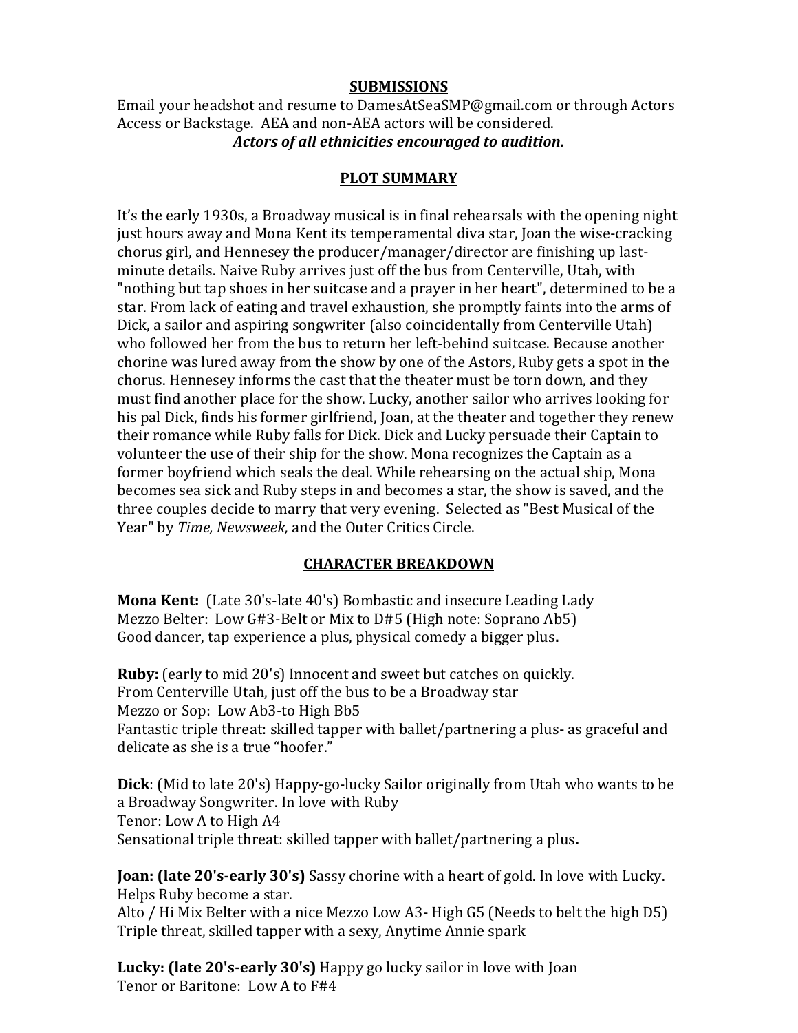## SUBMISSIONS

Email your headshot and resume to DamesAtSeaSMP@gmail.com or through Actors Access or Backstage. AEA and non-AEA actors will be considered.

***Actors of all ethnicities encouraged to audition.***

## PLOT SUMMARY

It's the early 1930s, a Broadway musical is in final rehearsals with the opening night just hours away and Mona Kent its temperamental diva star, Joan the wise-cracking chorus girl, and Hennesey the producer/manager/director are finishing up last-minute details. Naive Ruby arrives just off the bus from Centerville, Utah, with "nothing but tap shoes in her suitcase and a prayer in her heart", determined to be a star. From lack of eating and travel exhaustion, she promptly faints into the arms of Dick, a sailor and aspiring songwriter (also coincidentally from Centerville Utah) who followed her from the bus to return her left-behind suitcase. Because another chorine was lured away from the show by one of the Astors, Ruby gets a spot in the chorus. Hennesey informs the cast that the theater must be torn down, and they must find another place for the show. Lucky, another sailor who arrives looking for his pal Dick, finds his former girlfriend, Joan, at the theater and together they renew their romance while Ruby falls for Dick. Dick and Lucky persuade their Captain to volunteer the use of their ship for the show. Mona recognizes the Captain as a former boyfriend which seals the deal. While rehearsing on the actual ship, Mona becomes sea sick and Ruby steps in and becomes a star, the show is saved, and the three couples decide to marry that very evening. Selected as "Best Musical of the Year" by *Time, Newsweek,* and the Outer Critics Circle.

## CHARACTER BREAKDOWN

**Mona Kent:** (Late 30's-late 40's) Bombastic and insecure Leading Lady
Mezzo Belter: Low G#3-Belt or Mix to D#5 (High note: Soprano Ab5)
Good dancer, tap experience a plus, physical comedy a bigger plus**.**

**Ruby:** (early to mid 20's) Innocent and sweet but catches on quickly.
From Centerville Utah, just off the bus to be a Broadway star
Mezzo or Sop: Low Ab3-to High Bb5
Fantastic triple threat: skilled tapper with ballet/partnering a plus- as graceful and delicate as she is a true "hoofer."

**Dick**: (Mid to late 20's) Happy-go-lucky Sailor originally from Utah who wants to be a Broadway Songwriter. In love with Ruby
Tenor: Low A to High A4
Sensational triple threat: skilled tapper with ballet/partnering a plus**.**

**Joan: (late 20's-early 30's)** Sassy chorine with a heart of gold. In love with Lucky. Helps Ruby become a star.
Alto / Hi Mix Belter with a nice Mezzo Low A3- High G5 (Needs to belt the high D5)
Triple threat, skilled tapper with a sexy, Anytime Annie spark

**Lucky: (late 20's-early 30's)** Happy go lucky sailor in love with Joan
Tenor or Baritone: Low A to F#4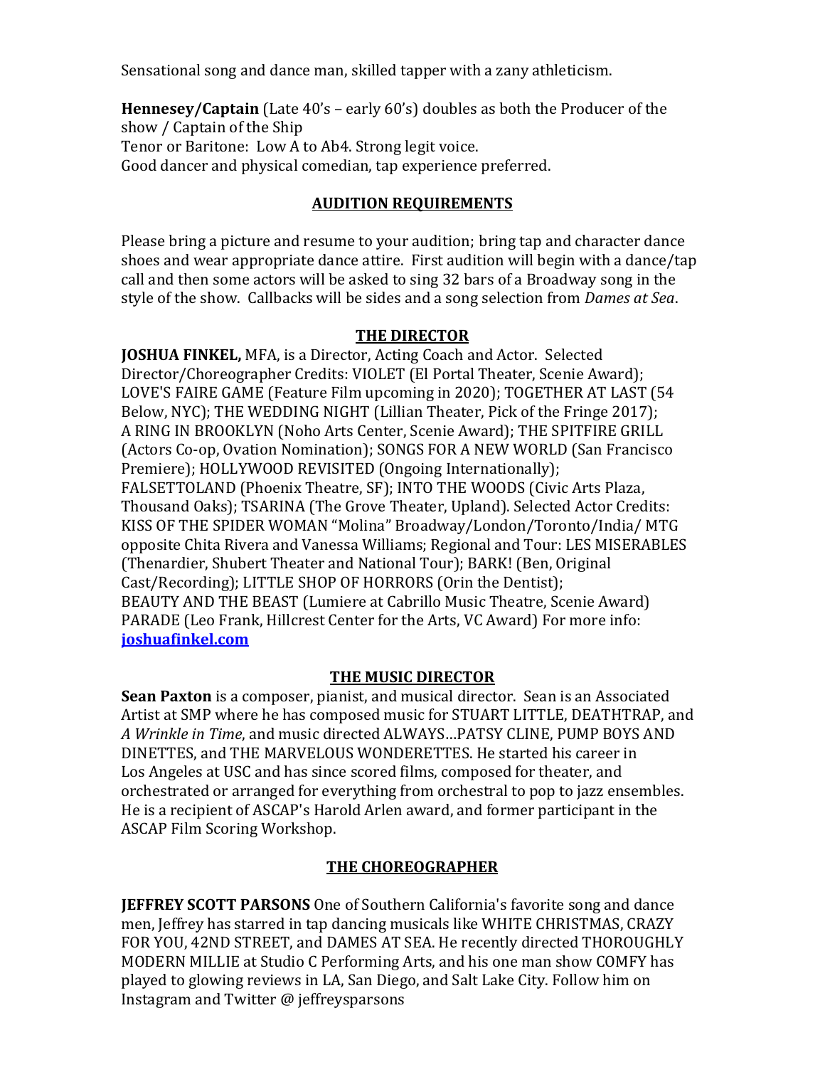Sensational song and dance man, skilled tapper with a zany athleticism.

**Hennesey/Captain** (Late 40's – early 60's) doubles as both the Producer of the show / Captain of the Ship
Tenor or Baritone: Low A to Ab4. Strong legit voice.
Good dancer and physical comedian, tap experience preferred.

## AUDITION REQUIREMENTS

Please bring a picture and resume to your audition; bring tap and character dance shoes and wear appropriate dance attire. First audition will begin with a dance/tap call and then some actors will be asked to sing 32 bars of a Broadway song in the style of the show. Callbacks will be sides and a song selection from *Dames at Sea*.

## THE DIRECTOR

**JOSHUA FINKEL,** MFA, is a Director, Acting Coach and Actor. Selected Director/Choreographer Credits: VIOLET (El Portal Theater, Scenie Award); LOVE'S FAIRE GAME (Feature Film upcoming in 2020); TOGETHER AT LAST (54 Below, NYC); THE WEDDING NIGHT (Lillian Theater, Pick of the Fringe 2017); A RING IN BROOKLYN (Noho Arts Center, Scenie Award); THE SPITFIRE GRILL (Actors Co-op, Ovation Nomination); SONGS FOR A NEW WORLD (San Francisco Premiere); HOLLYWOOD REVISITED (Ongoing Internationally); FALSETTOLAND (Phoenix Theatre, SF); INTO THE WOODS (Civic Arts Plaza, Thousand Oaks); TSARINA (The Grove Theater, Upland). Selected Actor Credits: KISS OF THE SPIDER WOMAN "Molina" Broadway/London/Toronto/India/ MTG opposite Chita Rivera and Vanessa Williams; Regional and Tour: LES MISERABLES (Thenardier, Shubert Theater and National Tour); BARK! (Ben, Original Cast/Recording); LITTLE SHOP OF HORRORS (Orin the Dentist); BEAUTY AND THE BEAST (Lumiere at Cabrillo Music Theatre, Scenie Award) PARADE (Leo Frank, Hillcrest Center for the Arts, VC Award) For more info: **joshuafinkel.com**

## THE MUSIC DIRECTOR

**Sean Paxton** is a composer, pianist, and musical director. Sean is an Associated Artist at SMP where he has composed music for STUART LITTLE, DEATHTRAP, and *A Wrinkle in Time*, and music directed ALWAYS…PATSY CLINE, PUMP BOYS AND DINETTES, and THE MARVELOUS WONDERETTES. He started his career in Los Angeles at USC and has since scored films, composed for theater, and orchestrated or arranged for everything from orchestral to pop to jazz ensembles. He is a recipient of ASCAP's Harold Arlen award, and former participant in the ASCAP Film Scoring Workshop.

## THE CHOREOGRAPHER

**JEFFREY SCOTT PARSONS** One of Southern California's favorite song and dance men, Jeffrey has starred in tap dancing musicals like WHITE CHRISTMAS, CRAZY FOR YOU, 42ND STREET, and DAMES AT SEA. He recently directed THOROUGHLY MODERN MILLIE at Studio C Performing Arts, and his one man show COMFY has played to glowing reviews in LA, San Diego, and Salt Lake City. Follow him on Instagram and Twitter @ jeffreysparsons